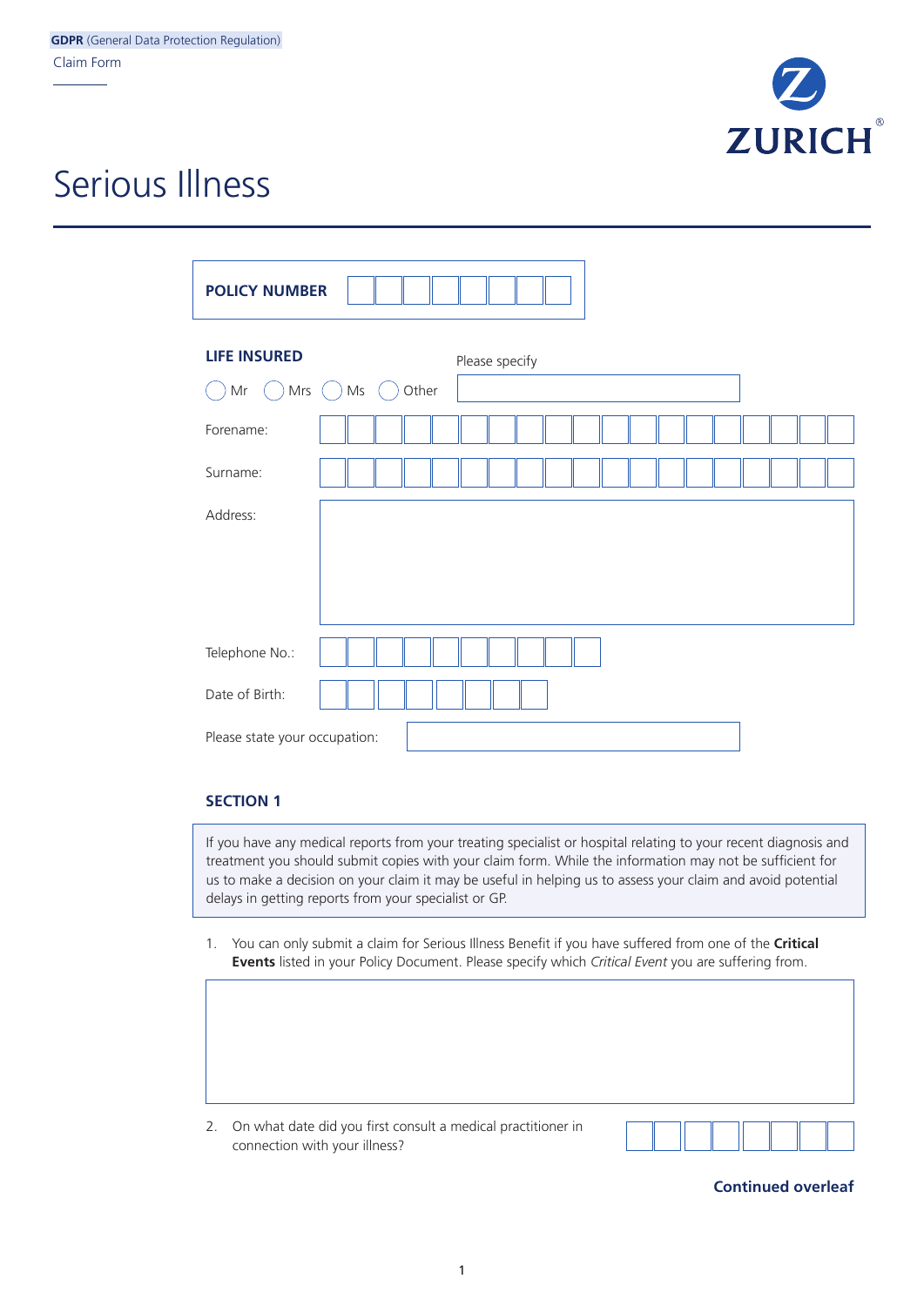**GDPR** (General Data Protection Regulation)
Claim Form

ZURICH

# Serious Illness

**POLICY NUMBER**

**LIFE INSURED**

Mr    Mrs    Ms    Other    Please specify

Forename:

Surname:

Address:

Telephone No.:

Date of Birth:

Please state your occupation:

## SECTION 1

If you have any medical reports from your treating specialist or hospital relating to your recent diagnosis and treatment you should submit copies with your claim form. While the information may not be sufficient for us to make a decision on your claim it may be useful in helping us to assess your claim and avoid potential delays in getting reports from your specialist or GP.

1. You can only submit a claim for Serious Illness Benefit if you have suffered from one of the **Critical Events** listed in your Policy Document. Please specify which *Critical Event* you are suffering from.

2. On what date did you first consult a medical practitioner in connection with your illness?

**Continued overleaf**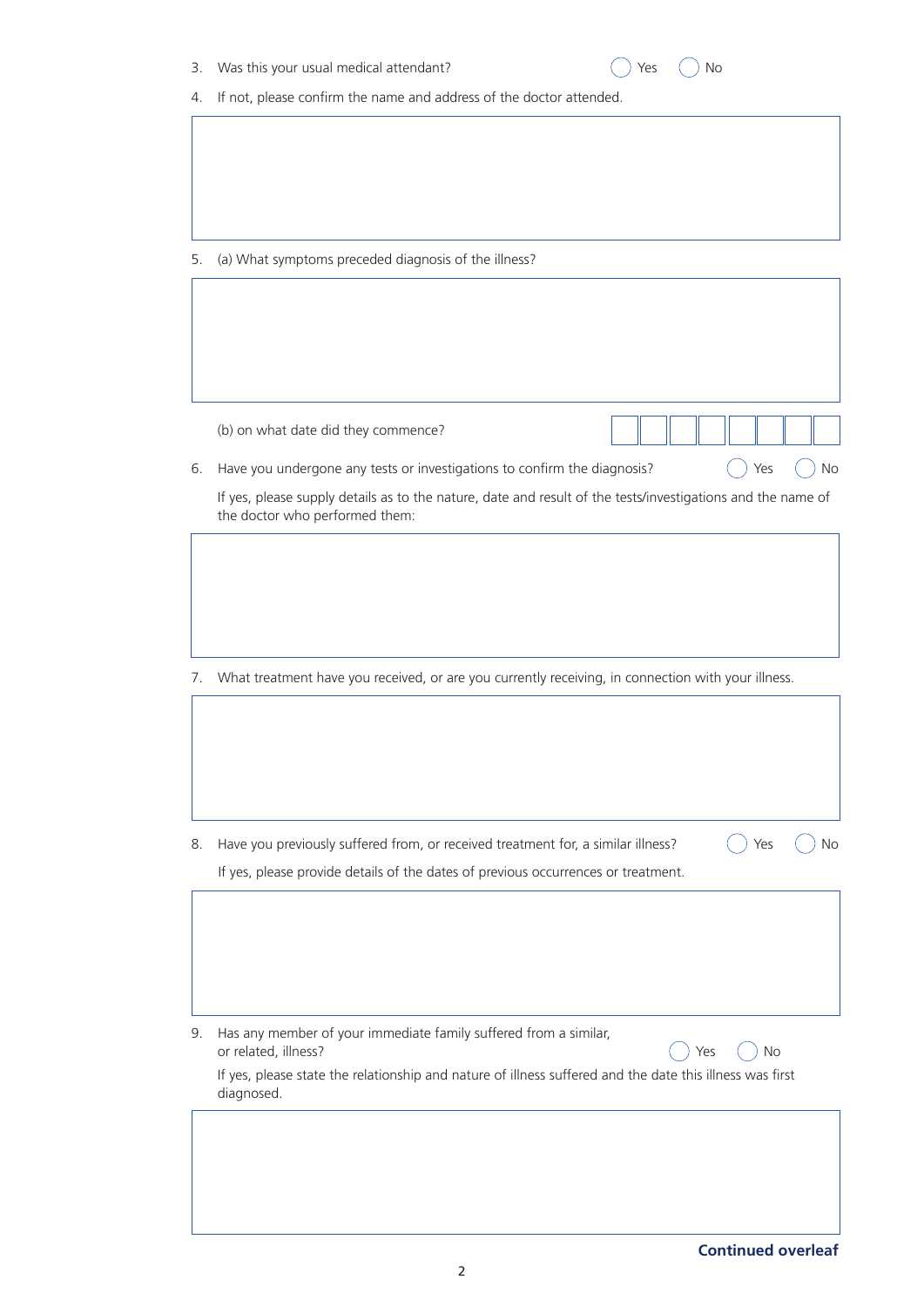3. Was this your usual medical attendant? ◯ Yes ◯ No

4. If not, please confirm the name and address of the doctor attended.

5. (a) What symptoms preceded diagnosis of the illness?

   (b) on what date did they commence?

6. Have you undergone any tests or investigations to confirm the diagnosis? ◯ Yes ◯ No

   If yes, please supply details as to the nature, date and result of the tests/investigations and the name of the doctor who performed them:

7. What treatment have you received, or are you currently receiving, in connection with your illness.

8. Have you previously suffered from, or received treatment for, a similar illness? ◯ Yes ◯ No

   If yes, please provide details of the dates of previous occurrences or treatment.

9. Has any member of your immediate family suffered from a similar, or related, illness? ◯ Yes ◯ No

   If yes, please state the relationship and nature of illness suffered and the date this illness was first diagnosed.

**Continued overleaf**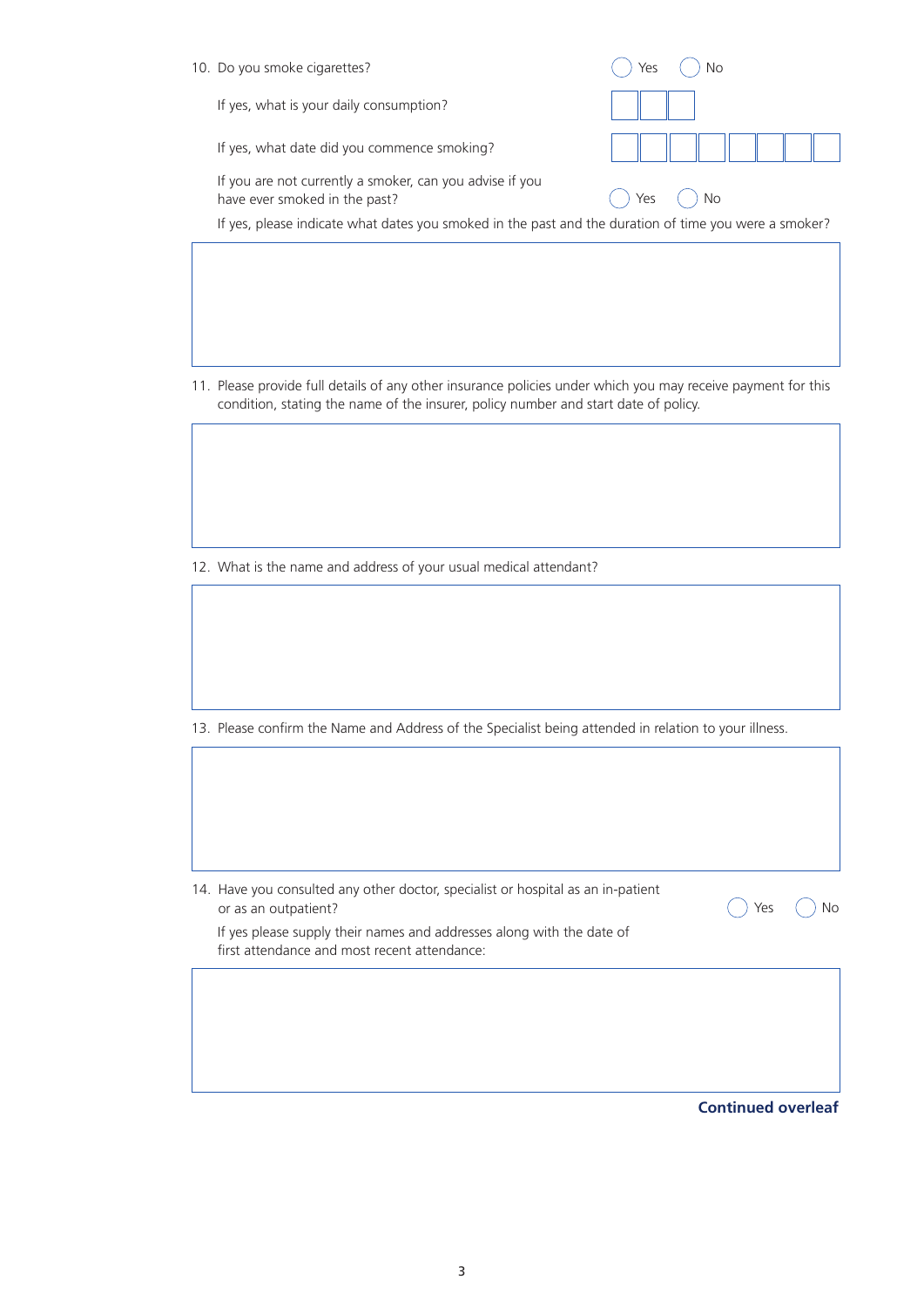10. Do you smoke cigarettes? ◯ Yes ◯ No

    If yes, what is your daily consumption?

    If yes, what date did you commence smoking?

    If you are not currently a smoker, can you advise if you have ever smoked in the past? ◯ Yes ◯ No

    If yes, please indicate what dates you smoked in the past and the duration of time you were a smoker?

11. Please provide full details of any other insurance policies under which you may receive payment for this condition, stating the name of the insurer, policy number and start date of policy.

12. What is the name and address of your usual medical attendant?

13. Please confirm the Name and Address of the Specialist being attended in relation to your illness.

14. Have you consulted any other doctor, specialist or hospital as an in-patient or as an outpatient? ◯ Yes ◯ No

    If yes please supply their names and addresses along with the date of first attendance and most recent attendance:

**Continued overleaf**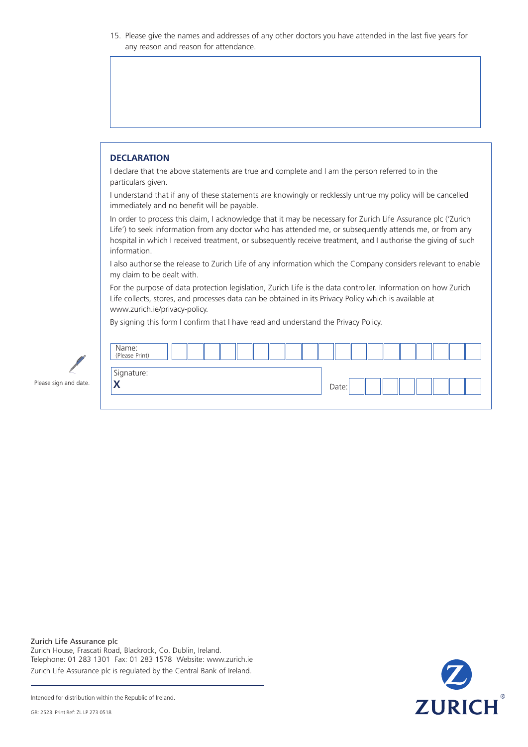15. Please give the names and addresses of any other doctors you have attended in the last five years for any reason and reason for attendance.

## DECLARATION

I declare that the above statements are true and complete and I am the person referred to in the particulars given.

I understand that if any of these statements are knowingly or recklessly untrue my policy will be cancelled immediately and no benefit will be payable.

In order to process this claim, I acknowledge that it may be necessary for Zurich Life Assurance plc ('Zurich Life') to seek information from any doctor who has attended me, or subsequently attends me, or from any hospital in which I received treatment, or subsequently receive treatment, and I authorise the giving of such information.

I also authorise the release to Zurich Life of any information which the Company considers relevant to enable my claim to be dealt with.

For the purpose of data protection legislation, Zurich Life is the data controller. Information on how Zurich Life collects, stores, and processes data can be obtained in its Privacy Policy which is available at www.zurich.ie/privacy-policy.

By signing this form I confirm that I have read and understand the Privacy Policy.

Please sign and date.

Name:
(Please Print)

Signature:
**X**

Date:

Zurich Life Assurance plc
Zurich House, Frascati Road, Blackrock, Co. Dublin, Ireland.
Telephone: 01 283 1301 Fax: 01 283 1578 Website: www.zurich.ie
Zurich Life Assurance plc is regulated by the Central Bank of Ireland.

Intended for distribution within the Republic of Ireland.

GR: 2523 Print Ref: ZL LP 273 0518

ZURICH®